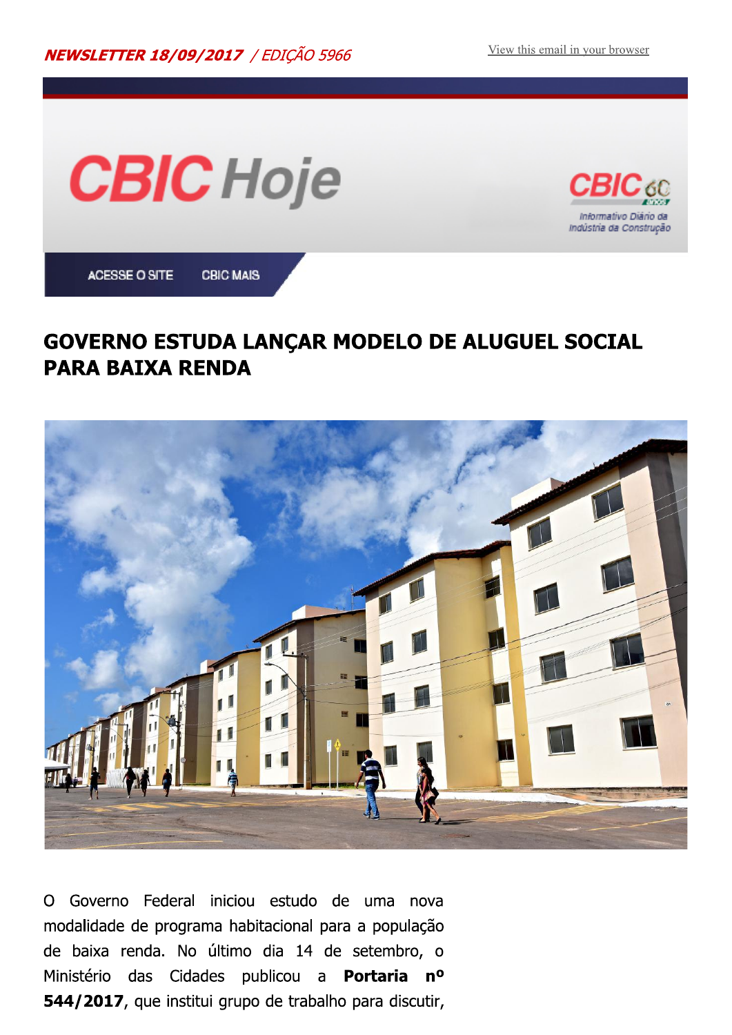*NEWSLETTER 18/09/2017 / EDIÇÃO 5966*

View this email in your browser

CBIC Hoje

CBIC 60 anos — Informativo Diário da Indústria da Construção

ACESSE O SITE CBIC MAIS

# GOVERNO ESTUDA LANÇAR MODELO DE ALUGUEL SOCIAL PARA BAIXA RENDA

O Governo Federal iniciou estudo de uma nova modalidade de programa habitacional para a população de baixa renda. No último dia 14 de setembro, o Ministério das Cidades publicou a **Portaria nº 544/2017**, que institui grupo de trabalho para discutir,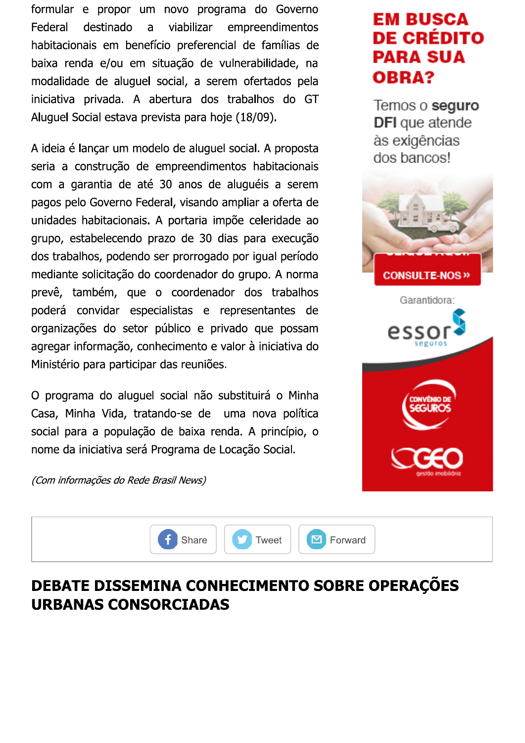formular e propor um novo programa do Governo Federal destinado a viabilizar empreendimentos habitacionais em benefício preferencial de famílias de baixa renda e/ou em situação de vulnerabilidade, na modalidade de aluguel social, a serem ofertados pela iniciativa privada. A abertura dos trabalhos do GT Aluguel Social estava prevista para hoje (18/09).

A ideia é lançar um modelo de aluguel social. A proposta seria a construção de empreendimentos habitacionais com a garantia de até 30 anos de aluguéis a serem pagos pelo Governo Federal, visando ampliar a oferta de unidades habitacionais. A portaria impõe celeridade ao grupo, estabelecendo prazo de 30 dias para execução dos trabalhos, podendo ser prorrogado por igual período mediante solicitação do coordenador do grupo. A norma prevê, também, que o coordenador dos trabalhos poderá convidar especialistas e representantes de organizações do setor público e privado que possam agregar informação, conhecimento e valor à iniciativa do Ministério para participar das reuniões.

O programa do aluguel social não substituirá o Minha Casa, Minha Vida, tratando-se de uma nova política social para a população de baixa renda. A princípio, o nome da iniciativa será Programa de Locação Social.

*(Com informações do Rede Brasil News)*

**EM BUSCA DE CRÉDITO PARA SUA OBRA?**

Temos o **seguro DFI** que atende às exigências dos bancos!

CONSULTE-NOS »

Garantidora: essor seguros

CONVÊNIO DE SEGUROS

GEO gestão imobiliária

Share | Tweet | Forward

## DEBATE DISSEMINA CONHECIMENTO SOBRE OPERAÇÕES URBANAS CONSORCIADAS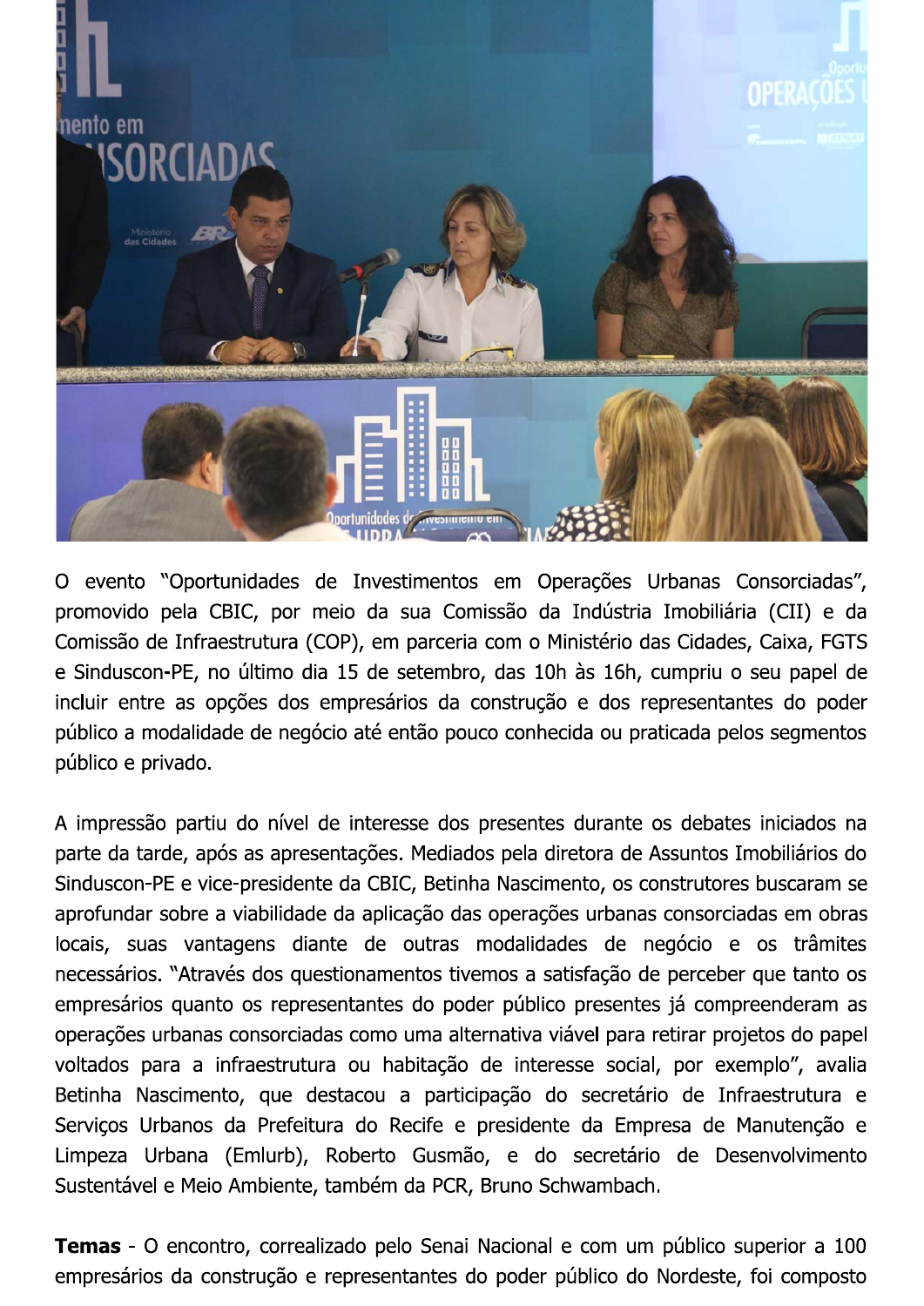O evento "Oportunidades de Investimentos em Operações Urbanas Consorciadas", promovido pela CBIC, por meio da sua Comissão da Indústria Imobiliária (CII) e da Comissão de Infraestrutura (COP), em parceria com o Ministério das Cidades, Caixa, FGTS e Sinduscon-PE, no último dia 15 de setembro, das 10h às 16h, cumpriu o seu papel de incluir entre as opções dos empresários da construção e dos representantes do poder público a modalidade de negócio até então pouco conhecida ou praticada pelos segmentos público e privado.

A impressão partiu do nível de interesse dos presentes durante os debates iniciados na parte da tarde, após as apresentações. Mediados pela diretora de Assuntos Imobiliários do Sinduscon-PE e vice-presidente da CBIC, Betinha Nascimento, os construtores buscaram se aprofundar sobre a viabilidade da aplicação das operações urbanas consorciadas em obras locais, suas vantagens diante de outras modalidades de negócio e os trâmites necessários. "Através dos questionamentos tivemos a satisfação de perceber que tanto os empresários quanto os representantes do poder público presentes já compreenderam as operações urbanas consorciadas como uma alternativa viável para retirar projetos do papel voltados para a infraestrutura ou habitação de interesse social, por exemplo", avalia Betinha Nascimento, que destacou a participação do secretário de Infraestrutura e Serviços Urbanos da Prefeitura do Recife e presidente da Empresa de Manutenção e Limpeza Urbana (Emlurb), Roberto Gusmão, e do secretário de Desenvolvimento Sustentável e Meio Ambiente, também da PCR, Bruno Schwambach.

**Temas** - O encontro, correalizado pelo Senai Nacional e com um público superior a 100 empresários da construção e representantes do poder público do Nordeste, foi composto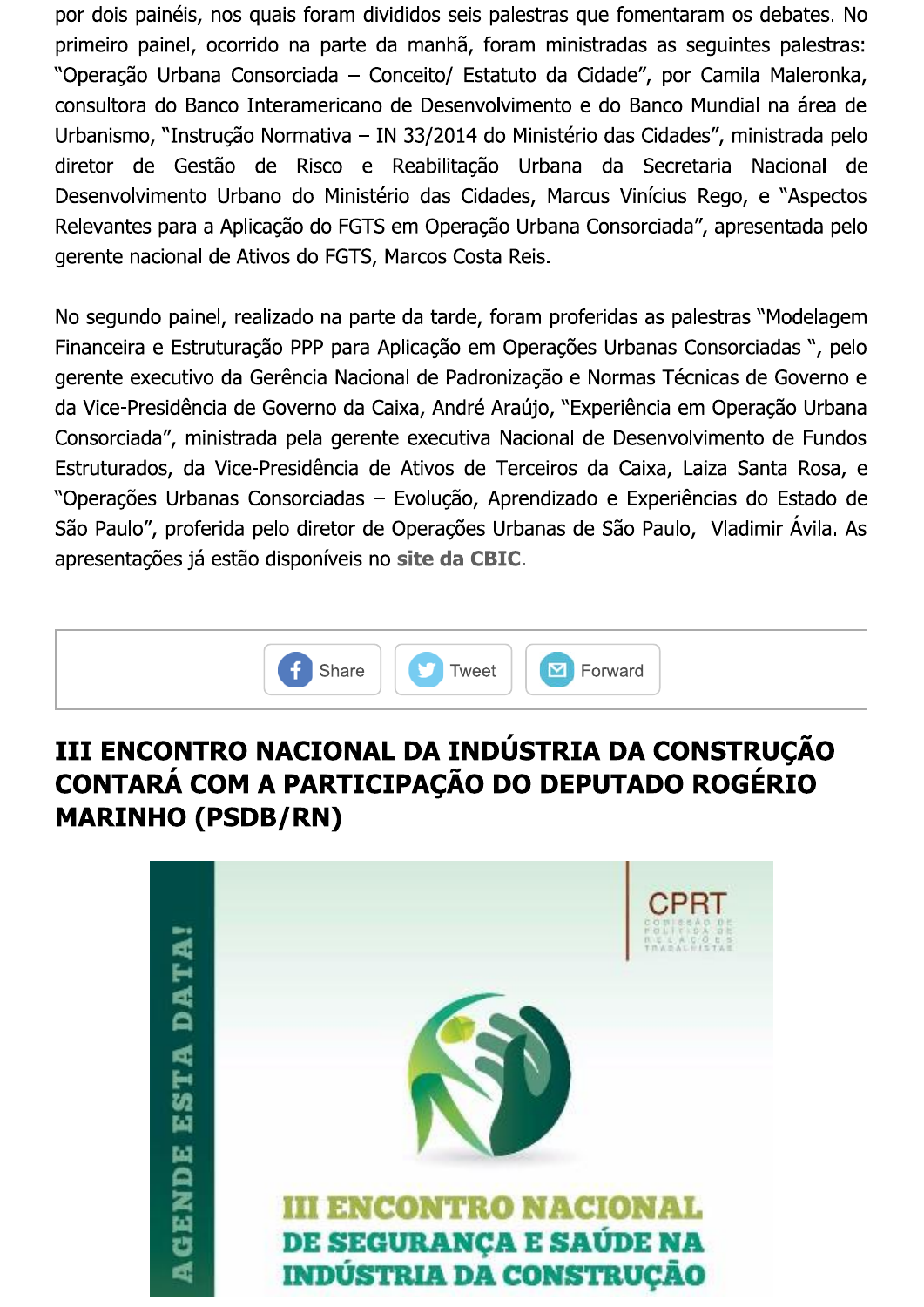por dois painéis, nos quais foram divididos seis palestras que fomentaram os debates. No primeiro painel, ocorrido na parte da manhã, foram ministradas as seguintes palestras: "Operação Urbana Consorciada – Conceito/ Estatuto da Cidade", por Camila Maleronka, consultora do Banco Interamericano de Desenvolvimento e do Banco Mundial na área de Urbanismo, "Instrução Normativa – IN 33/2014 do Ministério das Cidades", ministrada pelo diretor de Gestão de Risco e Reabilitação Urbana da Secretaria Nacional de Desenvolvimento Urbano do Ministério das Cidades, Marcus Vinícius Rego, e "Aspectos Relevantes para a Aplicação do FGTS em Operação Urbana Consorciada", apresentada pelo gerente nacional de Ativos do FGTS, Marcos Costa Reis.

No segundo painel, realizado na parte da tarde, foram proferidas as palestras "Modelagem Financeira e Estruturação PPP para Aplicação em Operações Urbanas Consorciadas ", pelo gerente executivo da Gerência Nacional de Padronização e Normas Técnicas de Governo e da Vice-Presidência de Governo da Caixa, André Araújo, "Experiência em Operação Urbana Consorciada", ministrada pela gerente executiva Nacional de Desenvolvimento de Fundos Estruturados, da Vice-Presidência de Ativos de Terceiros da Caixa, Laiza Santa Rosa, e "Operações Urbanas Consorciadas – Evolução, Aprendizado e Experiências do Estado de São Paulo", proferida pelo diretor de Operações Urbanas de São Paulo, Vladimir Ávila. As apresentações já estão disponíveis no **site da CBIC**.

Share | Tweet | Forward

## III ENCONTRO NACIONAL DA INDÚSTRIA DA CONSTRUÇÃO CONTARÁ COM A PARTICIPAÇÃO DO DEPUTADO ROGÉRIO MARINHO (PSDB/RN)

AGENDE ESTA DATA!

CPRT
COMISSÃO DE POLÍTICA DE RELAÇÕES TRABALHISTAS

III ENCONTRO NACIONAL DE SEGURANÇA E SAÚDE NA INDÚSTRIA DA CONSTRUÇÃO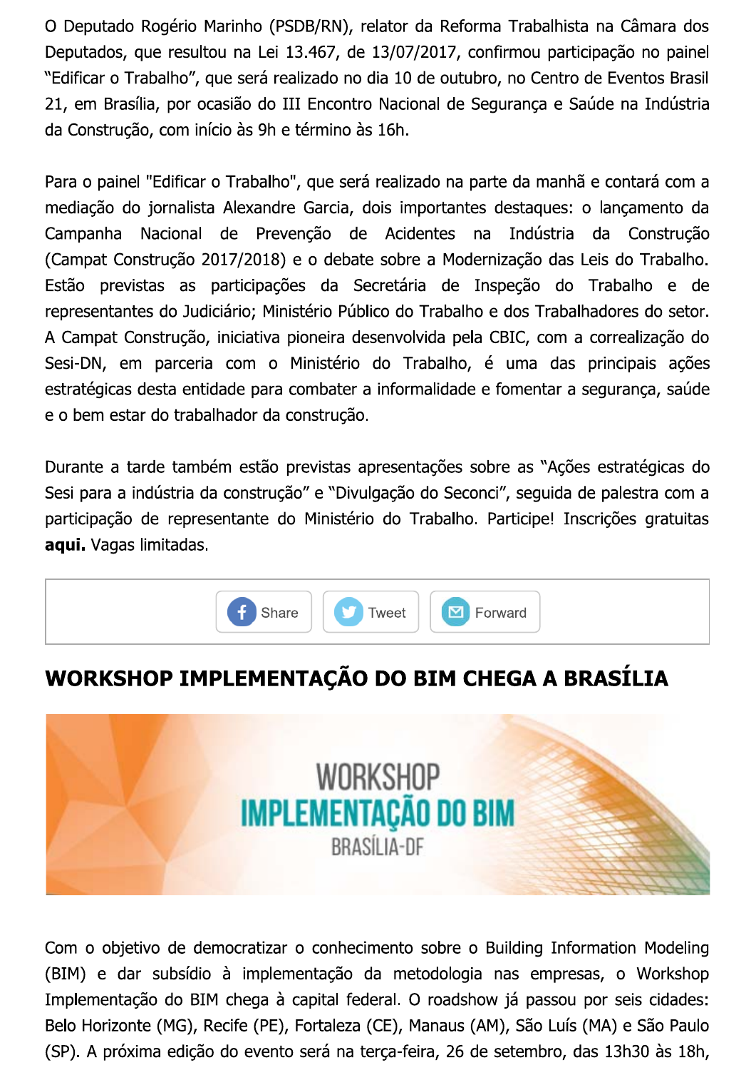O Deputado Rogério Marinho (PSDB/RN), relator da Reforma Trabalhista na Câmara dos Deputados, que resultou na Lei 13.467, de 13/07/2017, confirmou participação no painel "Edificar o Trabalho", que será realizado no dia 10 de outubro, no Centro de Eventos Brasil 21, em Brasília, por ocasião do III Encontro Nacional de Segurança e Saúde na Indústria da Construção, com início às 9h e término às 16h.

Para o painel "Edificar o Trabalho", que será realizado na parte da manhã e contará com a mediação do jornalista Alexandre Garcia, dois importantes destaques: o lançamento da Campanha Nacional de Prevenção de Acidentes na Indústria da Construção (Campat Construção 2017/2018) e o debate sobre a Modernização das Leis do Trabalho. Estão previstas as participações da Secretária de Inspeção do Trabalho e de representantes do Judiciário; Ministério Público do Trabalho e dos Trabalhadores do setor. A Campat Construção, iniciativa pioneira desenvolvida pela CBIC, com a correalização do Sesi-DN, em parceria com o Ministério do Trabalho, é uma das principais ações estratégicas desta entidade para combater a informalidade e fomentar a segurança, saúde e o bem estar do trabalhador da construção.

Durante a tarde também estão previstas apresentações sobre as "Ações estratégicas do Sesi para a indústria da construção" e "Divulgação do Seconci", seguida de palestra com a participação de representante do Ministério do Trabalho. Participe! Inscrições gratuitas **aqui.** Vagas limitadas.

Share | Tweet | Forward

## WORKSHOP IMPLEMENTAÇÃO DO BIM CHEGA A BRASÍLIA

WORKSHOP
IMPLEMENTAÇÃO DO BIM
BRASÍLIA-DF

Com o objetivo de democratizar o conhecimento sobre o Building Information Modeling (BIM) e dar subsídio à implementação da metodologia nas empresas, o Workshop Implementação do BIM chega à capital federal. O roadshow já passou por seis cidades: Belo Horizonte (MG), Recife (PE), Fortaleza (CE), Manaus (AM), São Luís (MA) e São Paulo (SP). A próxima edição do evento será na terça-feira, 26 de setembro, das 13h30 às 18h,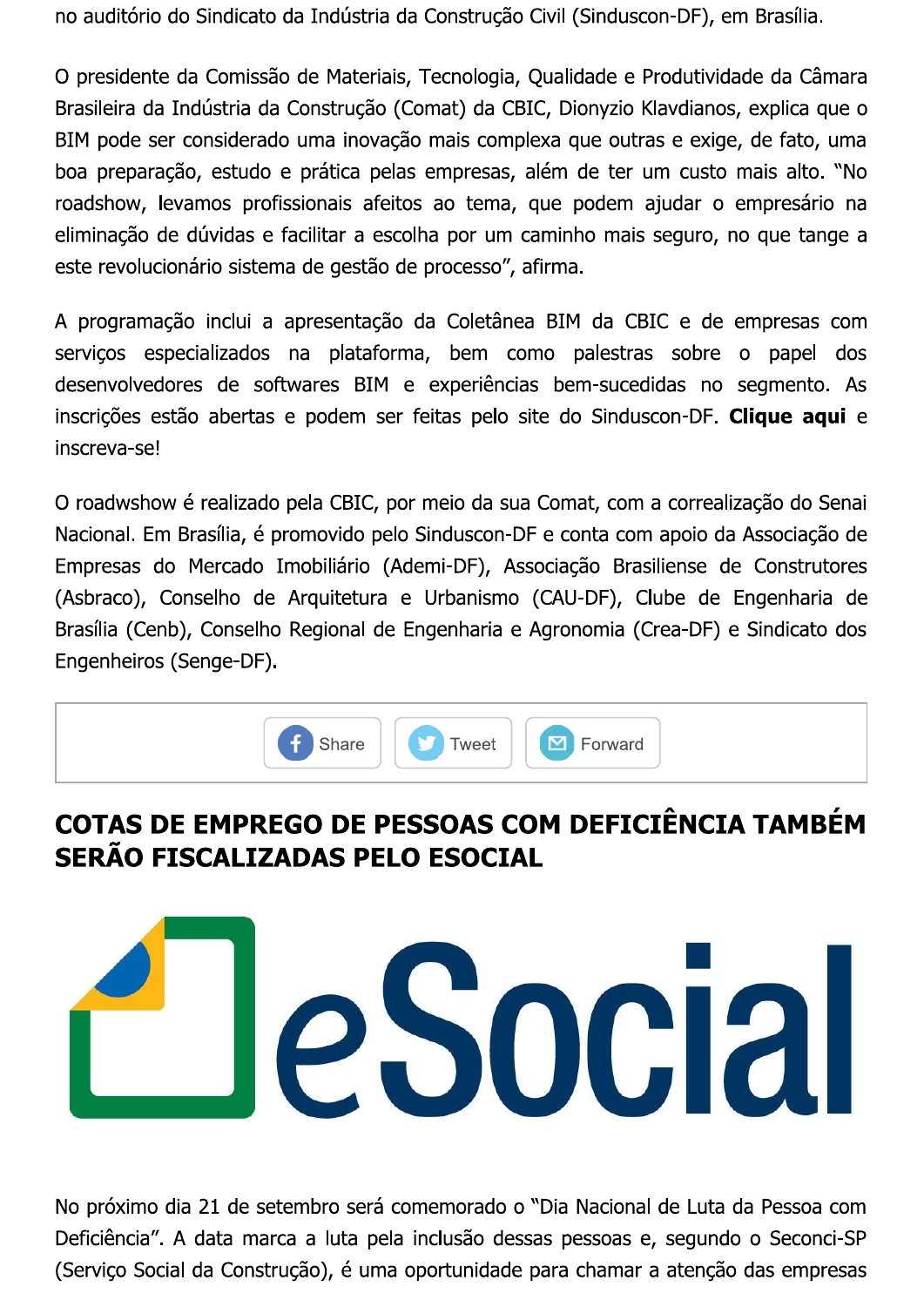no auditório do Sindicato da Indústria da Construção Civil (Sinduscon-DF), em Brasília.

O presidente da Comissão de Materiais, Tecnologia, Qualidade e Produtividade da Câmara Brasileira da Indústria da Construção (Comat) da CBIC, Dionyzio Klavdianos, explica que o BIM pode ser considerado uma inovação mais complexa que outras e exige, de fato, uma boa preparação, estudo e prática pelas empresas, além de ter um custo mais alto. "No roadshow, levamos profissionais afeitos ao tema, que podem ajudar o empresário na eliminação de dúvidas e facilitar a escolha por um caminho mais seguro, no que tange a este revolucionário sistema de gestão de processo", afirma.

A programação inclui a apresentação da Coletânea BIM da CBIC e de empresas com serviços especializados na plataforma, bem como palestras sobre o papel dos desenvolvedores de softwares BIM e experiências bem-sucedidas no segmento. As inscrições estão abertas e podem ser feitas pelo site do Sinduscon-DF. **Clique aqui** e inscreva-se!

O roadwshow é realizado pela CBIC, por meio da sua Comat, com a correalização do Senai Nacional. Em Brasília, é promovido pelo Sinduscon-DF e conta com apoio da Associação de Empresas do Mercado Imobiliário (Ademi-DF), Associação Brasiliense de Construtores (Asbraco), Conselho de Arquitetura e Urbanismo (CAU-DF), Clube de Engenharia de Brasília (Cenb), Conselho Regional de Engenharia e Agronomia (Crea-DF) e Sindicato dos Engenheiros (Senge-DF).

Share | Tweet | Forward

## COTAS DE EMPREGO DE PESSOAS COM DEFICIÊNCIA TAMBÉM SERÃO FISCALIZADAS PELO ESOCIAL

eSocial

No próximo dia 21 de setembro será comemorado o "Dia Nacional de Luta da Pessoa com Deficiência". A data marca a luta pela inclusão dessas pessoas e, segundo o Seconci-SP (Serviço Social da Construção), é uma oportunidade para chamar a atenção das empresas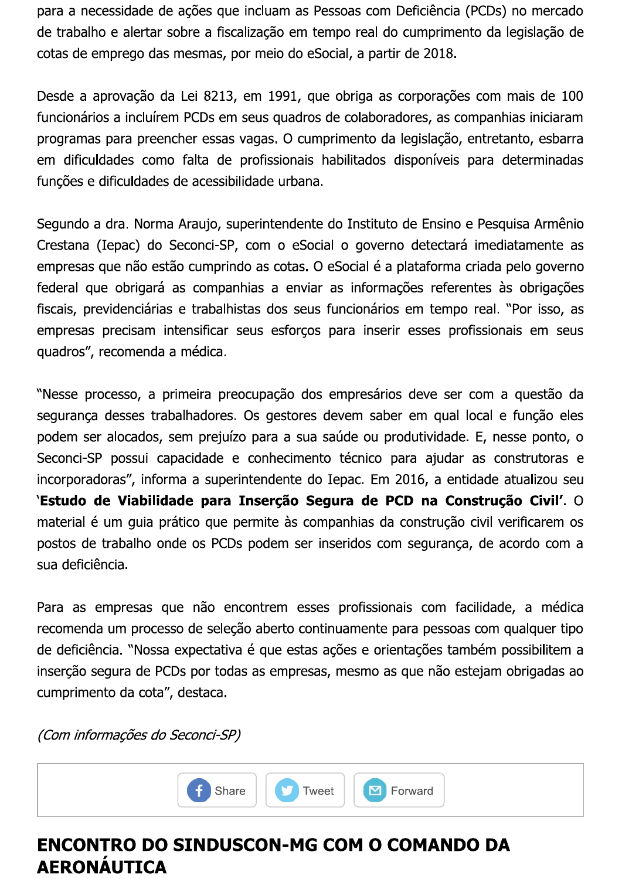para a necessidade de ações que incluam as Pessoas com Deficiência (PCDs) no mercado de trabalho e alertar sobre a fiscalização em tempo real do cumprimento da legislação de cotas de emprego das mesmas, por meio do eSocial, a partir de 2018.

Desde a aprovação da Lei 8213, em 1991, que obriga as corporações com mais de 100 funcionários a incluírem PCDs em seus quadros de colaboradores, as companhias iniciaram programas para preencher essas vagas. O cumprimento da legislação, entretanto, esbarra em dificuldades como falta de profissionais habilitados disponíveis para determinadas funções e dificuldades de acessibilidade urbana.

Segundo a dra. Norma Araujo, superintendente do Instituto de Ensino e Pesquisa Armênio Crestana (Iepac) do Seconci-SP, com o eSocial o governo detectará imediatamente as empresas que não estão cumprindo as cotas. O eSocial é a plataforma criada pelo governo federal que obrigará as companhias a enviar as informações referentes às obrigações fiscais, previdenciárias e trabalhistas dos seus funcionários em tempo real. "Por isso, as empresas precisam intensificar seus esforços para inserir esses profissionais em seus quadros", recomenda a médica.

"Nesse processo, a primeira preocupação dos empresários deve ser com a questão da segurança desses trabalhadores. Os gestores devem saber em qual local e função eles podem ser alocados, sem prejuízo para a sua saúde ou produtividade. E, nesse ponto, o Seconci-SP possui capacidade e conhecimento técnico para ajudar as construtoras e incorporadoras", informa a superintendente do Iepac. Em 2016, a entidade atualizou seu **'Estudo de Viabilidade para Inserção Segura de PCD na Construção Civil'**. O material é um guia prático que permite às companhias da construção civil verificarem os postos de trabalho onde os PCDs podem ser inseridos com segurança, de acordo com a sua deficiência.

Para as empresas que não encontrem esses profissionais com facilidade, a médica recomenda um processo de seleção aberto continuamente para pessoas com qualquer tipo de deficiência. "Nossa expectativa é que estas ações e orientações também possibilitem a inserção segura de PCDs por todas as empresas, mesmo as que não estejam obrigadas ao cumprimento da cota", destaca.

*(Com informações do Seconci-SP)*

Share | Tweet | Forward

## ENCONTRO DO SINDUSCON-MG COM O COMANDO DA AERONÁUTICA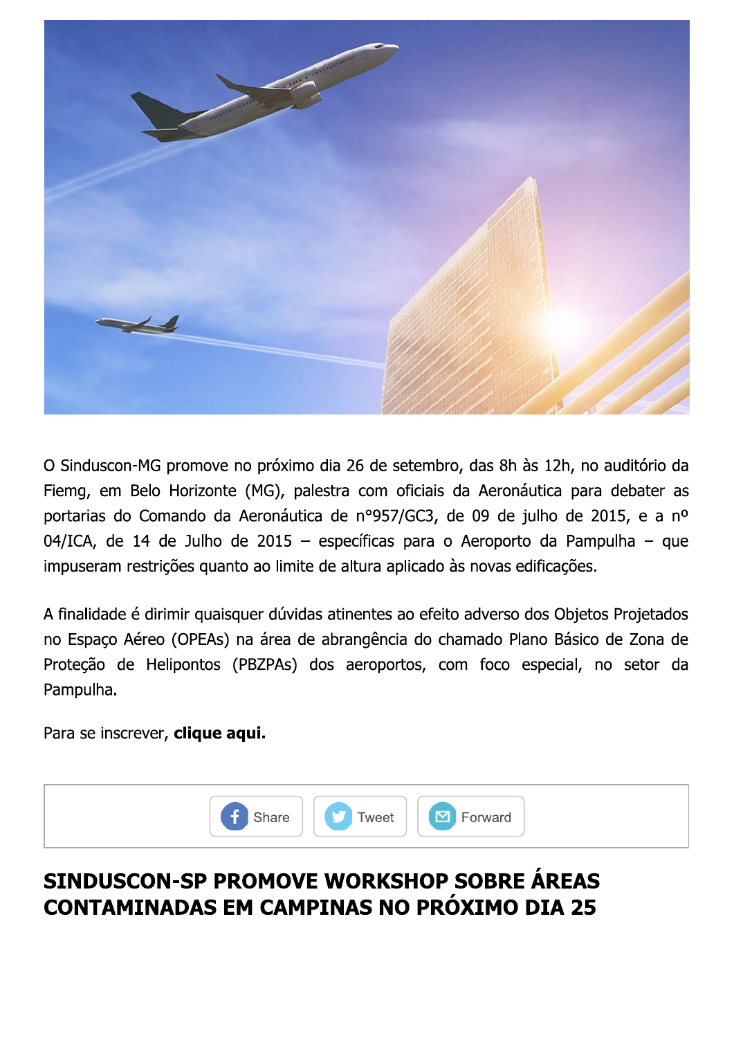O Sinduscon-MG promove no próximo dia 26 de setembro, das 8h às 12h, no auditório da Fiemg, em Belo Horizonte (MG), palestra com oficiais da Aeronáutica para debater as portarias do Comando da Aeronáutica de nº957/GC3, de 09 de julho de 2015, e a nº 04/ICA, de 14 de Julho de 2015 – específicas para o Aeroporto da Pampulha – que impuseram restrições quanto ao limite de altura aplicado às novas edificações.

A finalidade é dirimir quaisquer dúvidas atinentes ao efeito adverso dos Objetos Projetados no Espaço Aéreo (OPEAs) na área de abrangência do chamado Plano Básico de Zona de Proteção de Helipontos (PBZPAs) dos aeroportos, com foco especial, no setor da Pampulha.

Para se inscrever, **clique aqui.**

Share Tweet Forward

## SINDUSCON-SP PROMOVE WORKSHOP SOBRE ÁREAS CONTAMINADAS EM CAMPINAS NO PRÓXIMO DIA 25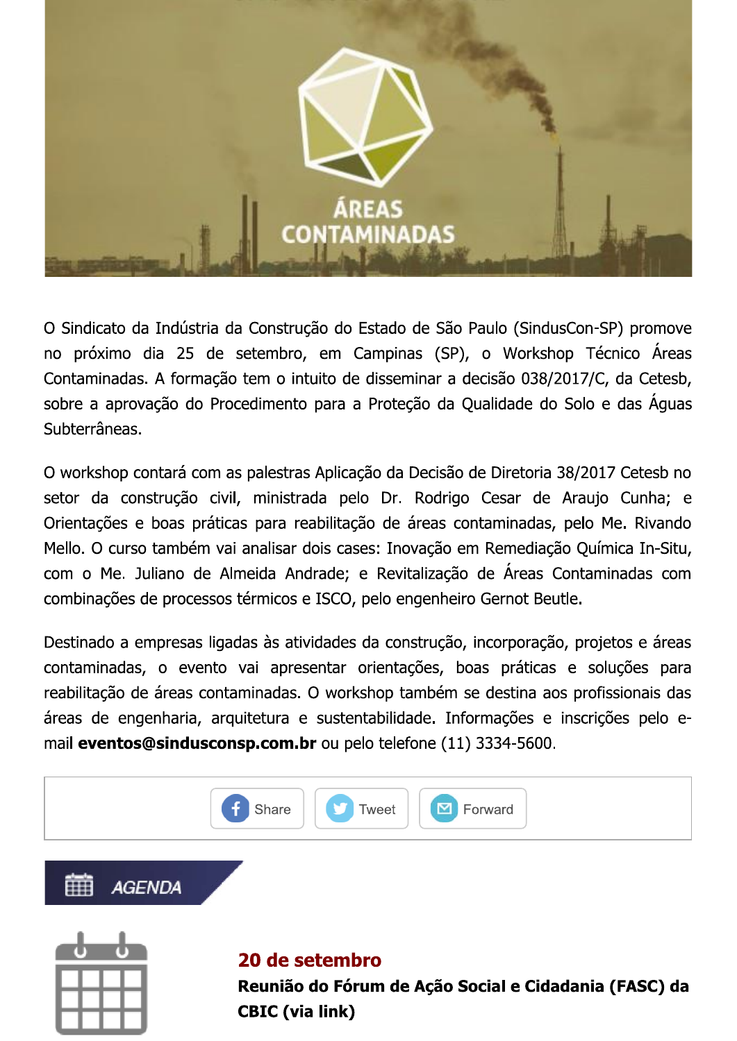O Sindicato da Indústria da Construção do Estado de São Paulo (SindusCon-SP) promove no próximo dia 25 de setembro, em Campinas (SP), o Workshop Técnico Áreas Contaminadas. A formação tem o intuito de disseminar a decisão 038/2017/C, da Cetesb, sobre a aprovação do Procedimento para a Proteção da Qualidade do Solo e das Águas Subterrâneas.

O workshop contará com as palestras Aplicação da Decisão de Diretoria 38/2017 Cetesb no setor da construção civil, ministrada pelo Dr. Rodrigo Cesar de Araujo Cunha; e Orientações e boas práticas para reabilitação de áreas contaminadas, pelo Me. Rivando Mello. O curso também vai analisar dois cases: Inovação em Remediação Química In-Situ, com o Me. Juliano de Almeida Andrade; e Revitalização de Áreas Contaminadas com combinações de processos térmicos e ISCO, pelo engenheiro Gernot Beutle.

Destinado a empresas ligadas às atividades da construção, incorporação, projetos e áreas contaminadas, o evento vai apresentar orientações, boas práticas e soluções para reabilitação de áreas contaminadas. O workshop também se destina aos profissionais das áreas de engenharia, arquitetura e sustentabilidade. Informações e inscrições pelo e-mail **eventos@sindusconsp.com.br** ou pelo telefone (11) 3334-5600.

Share | Tweet | Forward

## AGENDA

**20 de setembro**

**Reunião do Fórum de Ação Social e Cidadania (FASC) da CBIC (via link)**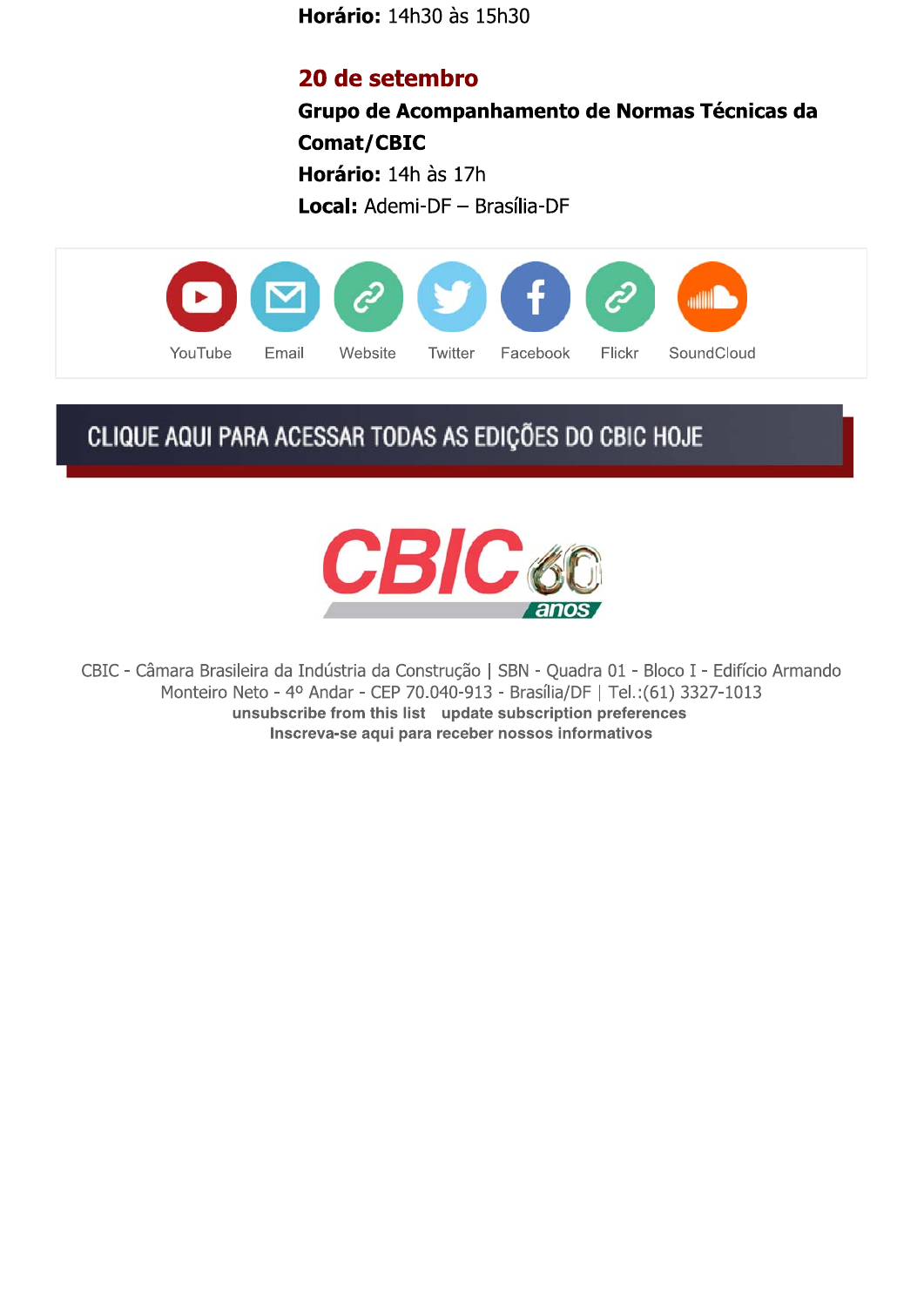**Horário:** 14h30 às 15h30

## 20 de setembro

**Grupo de Acompanhamento de Normas Técnicas da Comat/CBIC**

**Horário:** 14h às 17h

**Local:** Ademi-DF – Brasília-DF

YouTube Email Website Twitter Facebook Flickr SoundCloud

CLIQUE AQUI PARA ACESSAR TODAS AS EDIÇÕES DO CBIC HOJE

CBIC 60 anos

CBIC - Câmara Brasileira da Indústria da Construção | SBN - Quadra 01 - Bloco I - Edifício Armando Monteiro Neto - 4º Andar - CEP 70.040-913 - Brasília/DF | Tel.:(61) 3327-1013

**unsubscribe from this list** **update subscription preferences**

**Inscreva-se aqui para receber nossos informativos**